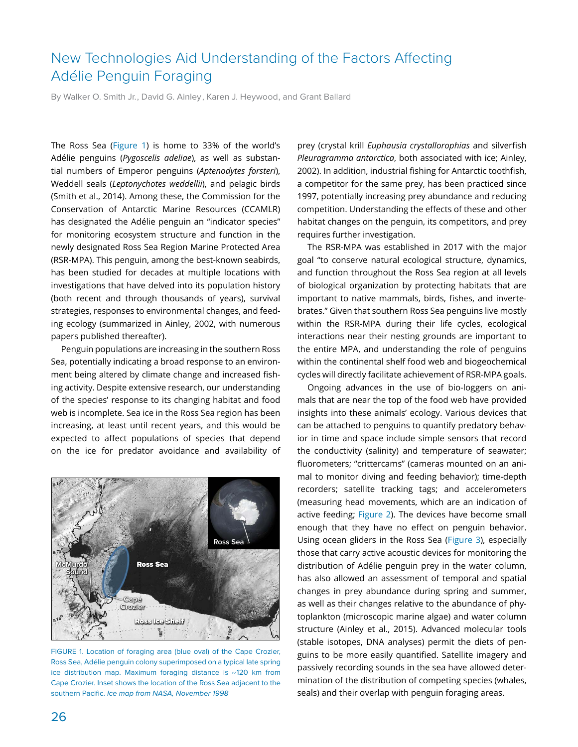# New Technologies Aid Understanding of the Factors Affecting Adélie Penguin Foraging

By Walker O. Smith Jr., David G. Ainley, Karen J. Heywood, and Grant Ballard

The Ross Sea (Figure 1) is home to 33% of the world's Adélie penguins (*Pygoscelis adeliae*), as well as substantial numbers of Emperor penguins (*Aptenodytes forsteri*), Weddell seals (*Leptonychotes weddellii*), and pelagic birds (Smith et al., 2014). Among these, the Commission for the Conservation of Antarctic Marine Resources (CCAMLR) has designated the Adélie penguin an "indicator species" for monitoring ecosystem structure and function in the newly designated Ross Sea Region Marine Protected Area (RSR-MPA). This penguin, among the best-known seabirds, has been studied for decades at multiple locations with investigations that have delved into its population history (both recent and through thousands of years), survival strategies, responses to environmental changes, and feeding ecology (summarized in Ainley, 2002, with numerous papers published thereafter).

Penguin populations are increasing in the southern Ross Sea, potentially indicating a broad response to an environment being altered by climate change and increased fishing activity. Despite extensive research, our understanding of the species' response to its changing habitat and food web is incomplete. Sea ice in the Ross Sea region has been increasing, at least until recent years, and this would be expected to affect populations of species that depend on the ice for predator avoidance and availability of prey (crystal krill *Euphausia crystallorophias* and silverfish *Pleuragramma antarctica*, both associated with ice; Ainley, 2002). In addition, industrial fishing for Antarctic toothfish, a competitor for the same prey, has been practiced since 1997, potentially increasing prey abundance and reducing competition. Understanding the effects of these and other habitat changes on the penguin, its competitors, and prey requires further investigation.

The RSR-MPA was established in 2017 with the major goal "to conserve natural ecological structure, dynamics, and function throughout the Ross Sea region at all levels of biological organization by protecting habitats that are important to native mammals, birds, fishes, and invertebrates." Given that southern Ross Sea penguins live mostly within the RSR-MPA during their life cycles, ecological interactions near their nesting grounds are important to the entire MPA, and understanding the role of penguins within the continental shelf food web and biogeochemical cycles will directly facilitate achievement of RSR-MPA goals.

Ongoing advances in the use of bio-loggers on animals that are near the top of the food web have provided insights into these animals' ecology. Various devices that can be attached to penguins to quantify predatory behavior in time and space include simple sensors that record the conductivity (salinity) and temperature of seawater; fluorometers; "crittercams" (cameras mounted on an animal to monitor diving and feeding behavior); time-depth recorders; satellite tracking tags; and accelerometers (measuring head movements, which are an indication of active feeding; Figure 2). The devices have become small enough that they have no effect on penguin behavior. Using ocean gliders in the Ross Sea (Figure 3), especially those that carry active acoustic devices for monitoring the distribution of Adélie penguin prey in the water column, has also allowed an assessment of temporal and spatial changes in prey abundance during spring and summer, as well as their changes relative to the abundance of phytoplankton (microscopic marine algae) and water column structure (Ainley et al., 2015). Advanced molecular tools (stable isotopes, DNA analyses) permit the diets of penguins to be more easily quantified. Satellite imagery and passively recording sounds in the sea have allowed determination of the distribution of competing species (whales, seals) and their overlap with penguin foraging areas.

FIGURE 1. Location of foraging area (blue oval) of the Cape Crozier, Ross Sea, Adélie penguin colony superimposed on a typical late spring ice distribution map. Maximum foraging distance is ~120 km from Cape Crozier. Inset shows the location of the Ross Sea adjacent to the southern Pacific. *Ice map from NASA, November 1998*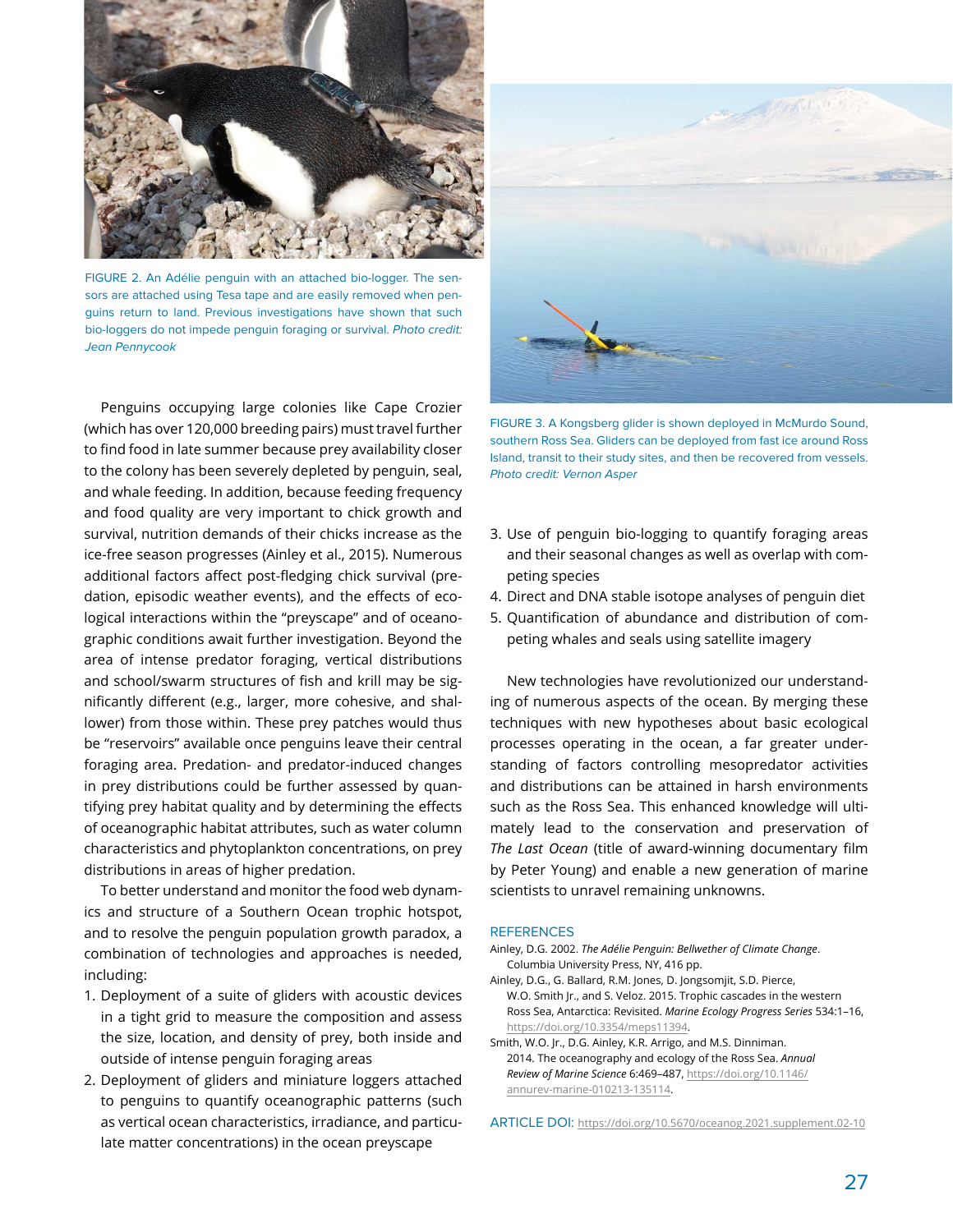FIGURE 2. An Adélie penguin with an attached bio-logger. The sensors are attached using Tesa tape and are easily removed when penguins return to land. Previous investigations have shown that such bio-loggers do not impede penguin foraging or survival. *Photo credit: Jean Pennycook*

Penguins occupying large colonies like Cape Crozier (which has over 120,000 breeding pairs) must travel further to find food in late summer because prey availability closer to the colony has been severely depleted by penguin, seal, and whale feeding. In addition, because feeding frequency and food quality are very important to chick growth and survival, nutrition demands of their chicks increase as the ice-free season progresses (Ainley et al., 2015). Numerous additional factors affect post-fledging chick survival (predation, episodic weather events), and the effects of ecological interactions within the "preyscape" and of oceanographic conditions await further investigation. Beyond the area of intense predator foraging, vertical distributions and school/swarm structures of fish and krill may be significantly different (e.g., larger, more cohesive, and shallower) from those within. These prey patches would thus be "reservoirs" available once penguins leave their central foraging area. Predation- and predator-induced changes in prey distributions could be further assessed by quantifying prey habitat quality and by determining the effects of oceanographic habitat attributes, such as water column characteristics and phytoplankton concentrations, on prey distributions in areas of higher predation.

To better understand and monitor the food web dynamics and structure of a Southern Ocean trophic hotspot, and to resolve the penguin population growth paradox, a combination of technologies and approaches is needed, including:

1. Deployment of a suite of gliders with acoustic devices in a tight grid to measure the composition and assess the size, location, and density of prey, both inside and outside of intense penguin foraging areas
2. Deployment of gliders and miniature loggers attached to penguins to quantify oceanographic patterns (such as vertical ocean characteristics, irradiance, and particulate matter concentrations) in the ocean preyscape
3. Use of penguin bio-logging to quantify foraging areas and their seasonal changes as well as overlap with competing species
4. Direct and DNA stable isotope analyses of penguin diet
5. Quantification of abundance and distribution of competing whales and seals using satellite imagery

FIGURE 3. A Kongsberg glider is shown deployed in McMurdo Sound, southern Ross Sea. Gliders can be deployed from fast ice around Ross Island, transit to their study sites, and then be recovered from vessels. *Photo credit: Vernon Asper*

New technologies have revolutionized our understanding of numerous aspects of the ocean. By merging these techniques with new hypotheses about basic ecological processes operating in the ocean, a far greater understanding of factors controlling mesopredator activities and distributions can be attained in harsh environments such as the Ross Sea. This enhanced knowledge will ultimately lead to the conservation and preservation of *The Last Ocean* (title of award-winning documentary film by Peter Young) and enable a new generation of marine scientists to unravel remaining unknowns.

## REFERENCES

Ainley, D.G. 2002. *The Adélie Penguin: Bellwether of Climate Change*. Columbia University Press, NY, 416 pp.

Ainley, D.G., G. Ballard, R.M. Jones, D. Jongsomjit, S.D. Pierce, W.O. Smith Jr., and S. Veloz. 2015. Trophic cascades in the western Ross Sea, Antarctica: Revisited. *Marine Ecology Progress Series* 534:1–16, https://doi.org/10.3354/meps11394.

Smith, W.O. Jr., D.G. Ainley, K.R. Arrigo, and M.S. Dinniman. 2014. The oceanography and ecology of the Ross Sea. *Annual Review of Marine Science* 6:469–487, https://doi.org/10.1146/annurev-marine-010213-135114.

ARTICLE DOI: https://doi.org/10.5670/oceanog.2021.supplement.02-10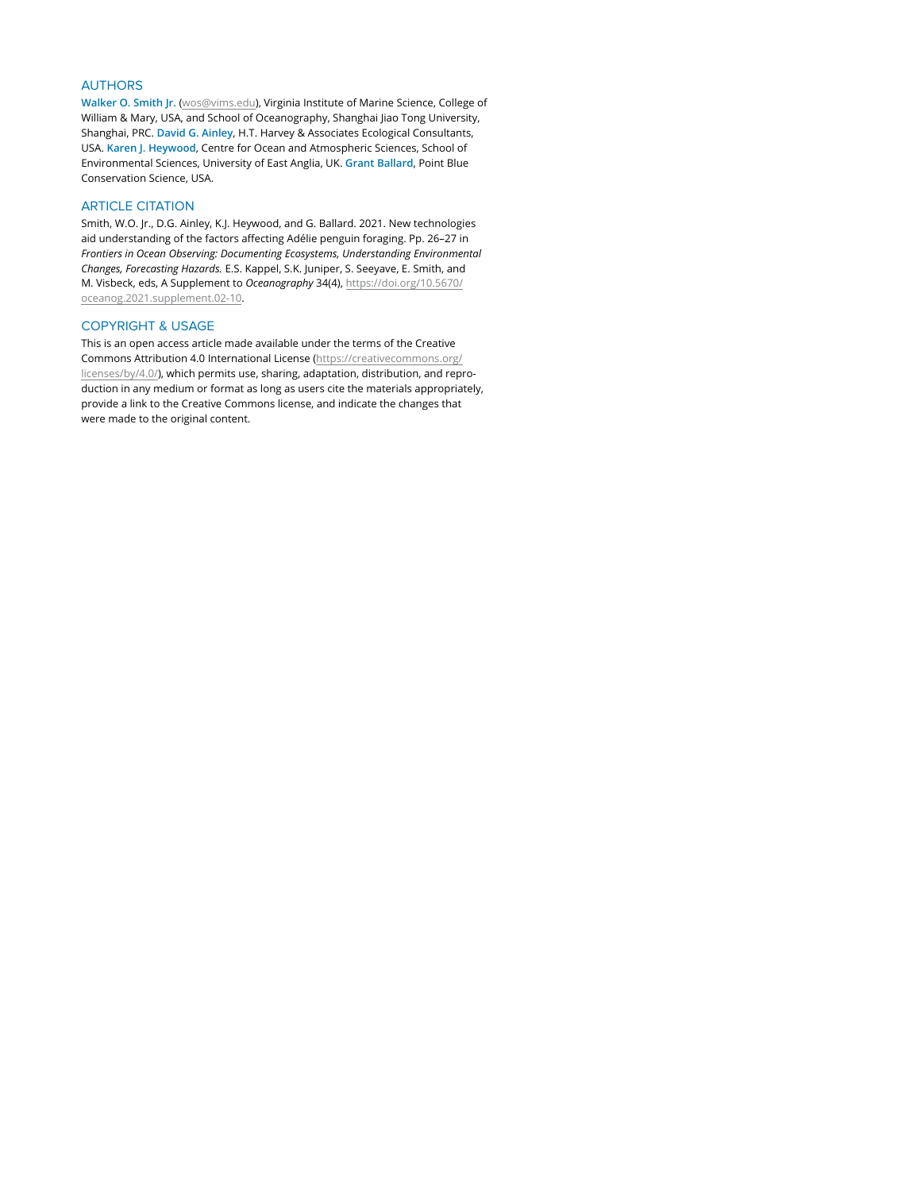## AUTHORS

**Walker O. Smith Jr.** (wos@vims.edu), Virginia Institute of Marine Science, College of William & Mary, USA, and School of Oceanography, Shanghai Jiao Tong University, Shanghai, PRC. **David G. Ainley**, H.T. Harvey & Associates Ecological Consultants, USA. **Karen J. Heywood**, Centre for Ocean and Atmospheric Sciences, School of Environmental Sciences, University of East Anglia, UK. **Grant Ballard**, Point Blue Conservation Science, USA.

## ARTICLE CITATION

Smith, W.O. Jr., D.G. Ainley, K.J. Heywood, and G. Ballard. 2021. New technologies aid understanding of the factors affecting Adélie penguin foraging. Pp. 26–27 in *Frontiers in Ocean Observing: Documenting Ecosystems, Understanding Environmental Changes, Forecasting Hazards.* E.S. Kappel, S.K. Juniper, S. Seeyave, E. Smith, and M. Visbeck, eds, A Supplement to *Oceanography* 34(4), https://doi.org/10.5670/oceanog.2021.supplement.02-10.

## COPYRIGHT & USAGE

This is an open access article made available under the terms of the Creative Commons Attribution 4.0 International License (https://creativecommons.org/licenses/by/4.0/), which permits use, sharing, adaptation, distribution, and reproduction in any medium or format as long as users cite the materials appropriately, provide a link to the Creative Commons license, and indicate the changes that were made to the original content.